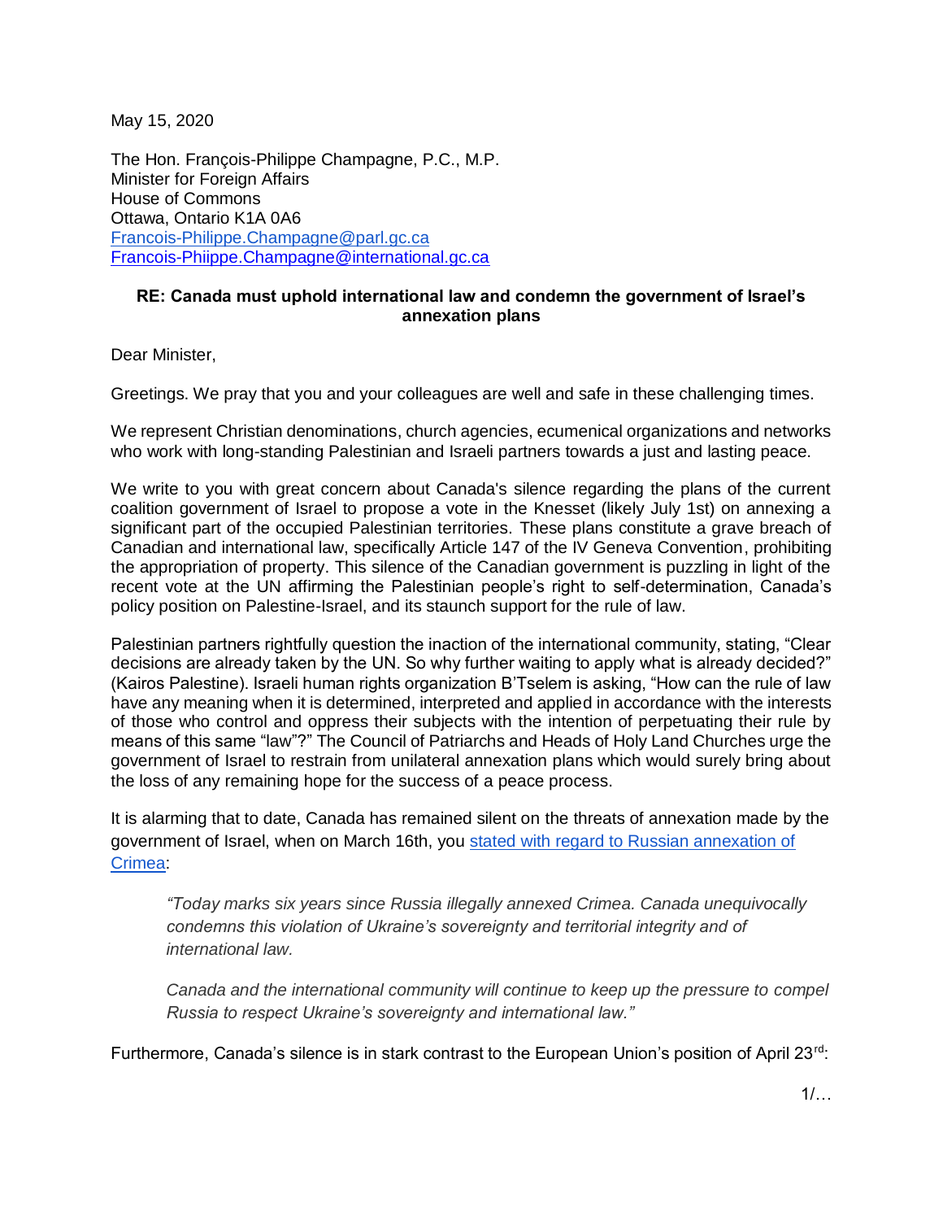May 15, 2020

The Hon. François-Philippe Champagne, P.C., M.P.
Minister for Foreign Affairs
House of Commons
Ottawa, Ontario K1A 0A6
Francois-Philippe.Champagne@parl.gc.ca
Francois-Phiippe.Champagne@international.gc.ca

**RE: Canada must uphold international law and condemn the government of Israel's annexation plans**

Dear Minister,

Greetings. We pray that you and your colleagues are well and safe in these challenging times.

We represent Christian denominations, church agencies, ecumenical organizations and networks who work with long-standing Palestinian and Israeli partners towards a just and lasting peace.

We write to you with great concern about Canada's silence regarding the plans of the current coalition government of Israel to propose a vote in the Knesset (likely July 1st) on annexing a significant part of the occupied Palestinian territories. These plans constitute a grave breach of Canadian and international law, specifically Article 147 of the IV Geneva Convention, prohibiting the appropriation of property. This silence of the Canadian government is puzzling in light of the recent vote at the UN affirming the Palestinian people's right to self-determination, Canada's policy position on Palestine-Israel, and its staunch support for the rule of law.

Palestinian partners rightfully question the inaction of the international community, stating, "Clear decisions are already taken by the UN. So why further waiting to apply what is already decided?" (Kairos Palestine). Israeli human rights organization B'Tselem is asking, "How can the rule of law have any meaning when it is determined, interpreted and applied in accordance with the interests of those who control and oppress their subjects with the intention of perpetuating their rule by means of this same "law"?" The Council of Patriarchs and Heads of Holy Land Churches urge the government of Israel to restrain from unilateral annexation plans which would surely bring about the loss of any remaining hope for the success of a peace process.

It is alarming that to date, Canada has remained silent on the threats of annexation made by the government of Israel, when on March 16th, you stated with regard to Russian annexation of Crimea:

> *"Today marks six years since Russia illegally annexed Crimea. Canada unequivocally condemns this violation of Ukraine's sovereignty and territorial integrity and of international law.*
>
> *Canada and the international community will continue to keep up the pressure to compel Russia to respect Ukraine's sovereignty and international law."*

Furthermore, Canada's silence is in stark contrast to the European Union's position of April 23rd: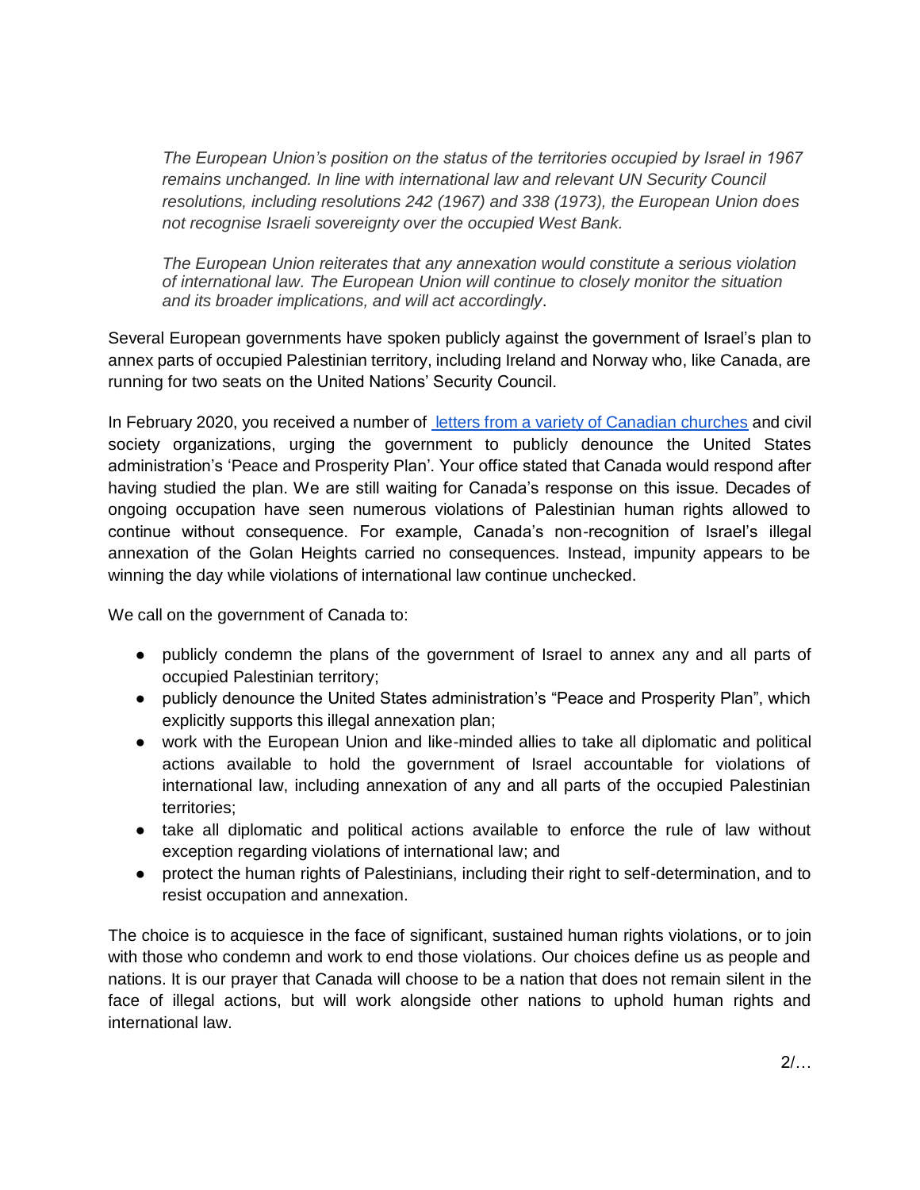> *The European Union's position on the status of the territories occupied by Israel in 1967 remains unchanged. In line with international law and relevant UN Security Council resolutions, including resolutions 242 (1967) and 338 (1973), the European Union does not recognise Israeli sovereignty over the occupied West Bank.*
>
> *The European Union reiterates that any annexation would constitute a serious violation of international law. The European Union will continue to closely monitor the situation and its broader implications, and will act accordingly*.

Several European governments have spoken publicly against the government of Israel's plan to annex parts of occupied Palestinian territory, including Ireland and Norway who, like Canada, are running for two seats on the United Nations' Security Council.

In February 2020, you received a number of [letters from a variety of Canadian churches](#) and civil society organizations, urging the government to publicly denounce the United States administration's 'Peace and Prosperity Plan'. Your office stated that Canada would respond after having studied the plan. We are still waiting for Canada's response on this issue. Decades of ongoing occupation have seen numerous violations of Palestinian human rights allowed to continue without consequence. For example, Canada's non-recognition of Israel's illegal annexation of the Golan Heights carried no consequences. Instead, impunity appears to be winning the day while violations of international law continue unchecked.

We call on the government of Canada to:

- publicly condemn the plans of the government of Israel to annex any and all parts of occupied Palestinian territory;
- publicly denounce the United States administration's "Peace and Prosperity Plan", which explicitly supports this illegal annexation plan;
- work with the European Union and like-minded allies to take all diplomatic and political actions available to hold the government of Israel accountable for violations of international law, including annexation of any and all parts of the occupied Palestinian territories;
- take all diplomatic and political actions available to enforce the rule of law without exception regarding violations of international law; and
- protect the human rights of Palestinians, including their right to self-determination, and to resist occupation and annexation.

The choice is to acquiesce in the face of significant, sustained human rights violations, or to join with those who condemn and work to end those violations. Our choices define us as people and nations. It is our prayer that Canada will choose to be a nation that does not remain silent in the face of illegal actions, but will work alongside other nations to uphold human rights and international law.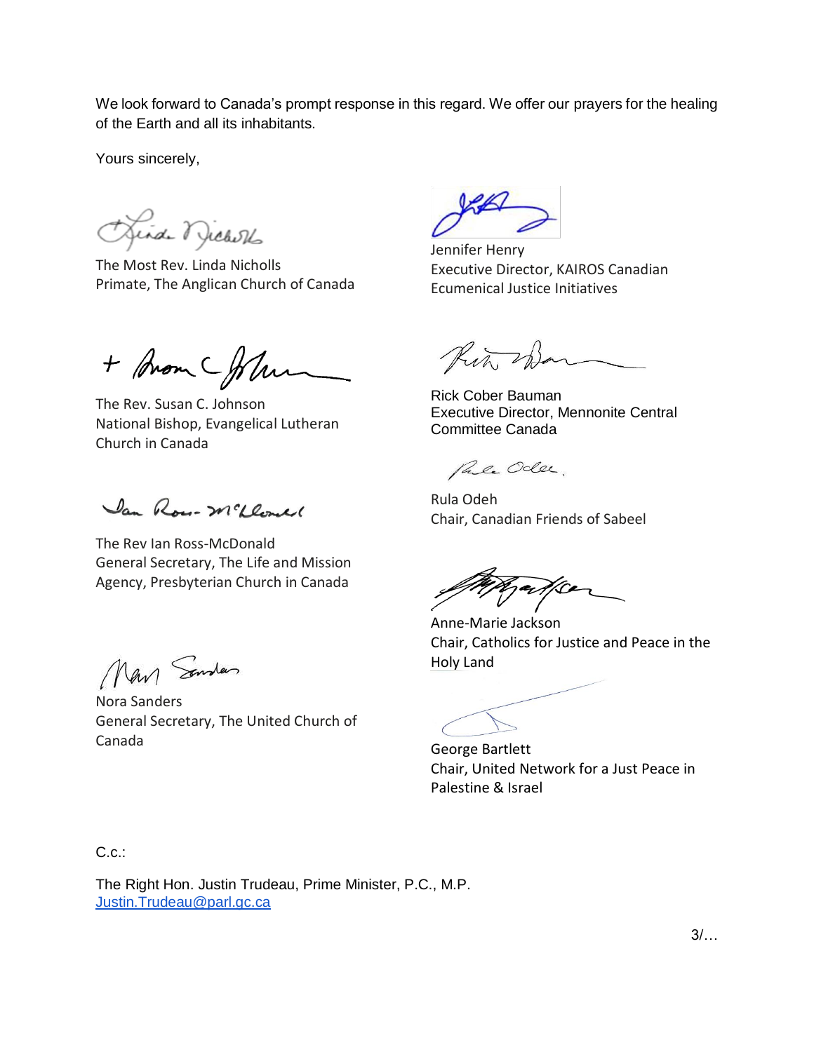We look forward to Canada's prompt response in this regard. We offer our prayers for the healing of the Earth and all its inhabitants.

Yours sincerely,

The Most Rev. Linda Nicholls
Primate, The Anglican Church of Canada

Jennifer Henry
Executive Director, KAIROS Canadian Ecumenical Justice Initiatives

The Rev. Susan C. Johnson
National Bishop, Evangelical Lutheran Church in Canada

Rick Cober Bauman
Executive Director, Mennonite Central Committee Canada

Rula Odeh
Chair, Canadian Friends of Sabeel

The Rev Ian Ross-McDonald
General Secretary, The Life and Mission Agency, Presbyterian Church in Canada

Anne-Marie Jackson
Chair, Catholics for Justice and Peace in the Holy Land

Nora Sanders
General Secretary, The United Church of Canada

George Bartlett
Chair, United Network for a Just Peace in Palestine & Israel

C.c.:

The Right Hon. Justin Trudeau, Prime Minister, P.C., M.P.
Justin.Trudeau@parl.gc.ca

3/…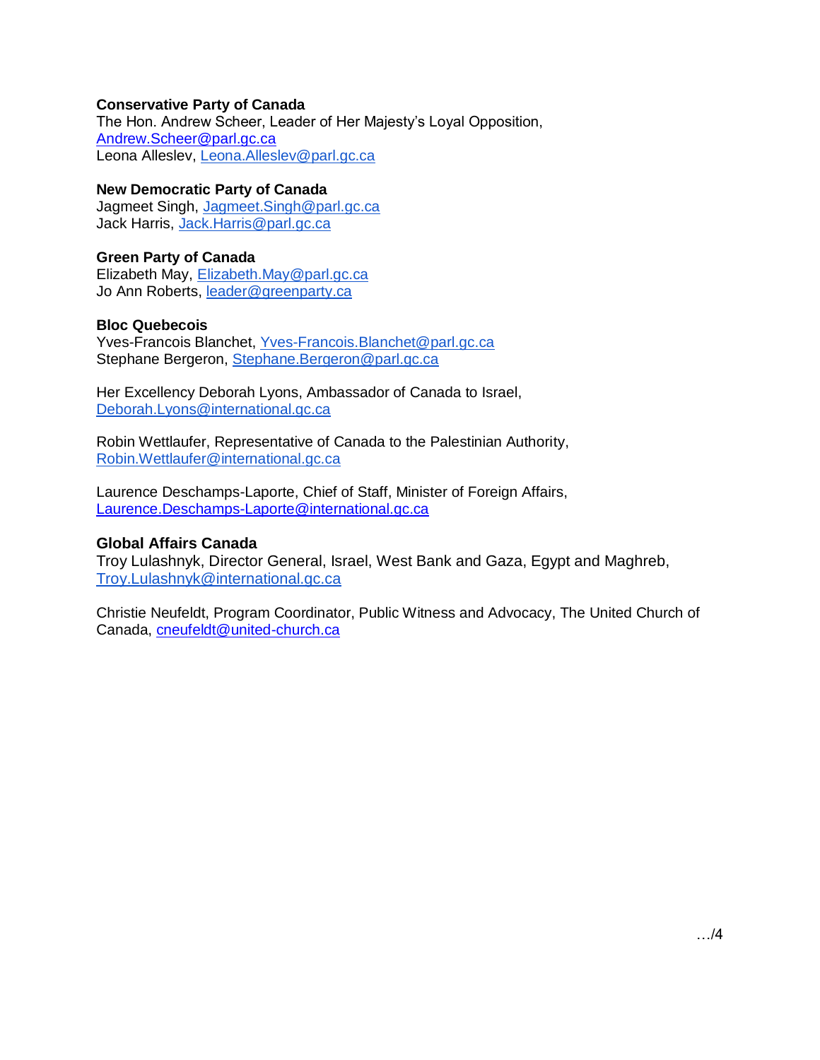**Conservative Party of Canada**
The Hon. Andrew Scheer, Leader of Her Majesty's Loyal Opposition, Andrew.Scheer@parl.gc.ca
Leona Alleslev, Leona.Alleslev@parl.gc.ca

**New Democratic Party of Canada**
Jagmeet Singh, Jagmeet.Singh@parl.gc.ca
Jack Harris, Jack.Harris@parl.gc.ca

**Green Party of Canada**
Elizabeth May, Elizabeth.May@parl.gc.ca
Jo Ann Roberts, leader@greenparty.ca

**Bloc Quebecois**
Yves-Francois Blanchet, Yves-Francois.Blanchet@parl.gc.ca
Stephane Bergeron, Stephane.Bergeron@parl.gc.ca

Her Excellency Deborah Lyons, Ambassador of Canada to Israel, Deborah.Lyons@international.gc.ca

Robin Wettlaufer, Representative of Canada to the Palestinian Authority, Robin.Wettlaufer@international.gc.ca

Laurence Deschamps-Laporte, Chief of Staff, Minister of Foreign Affairs, Laurence.Deschamps-Laporte@international.gc.ca

**Global Affairs Canada**
Troy Lulashnyk, Director General, Israel, West Bank and Gaza, Egypt and Maghreb, Troy.Lulashnyk@international.gc.ca

Christie Neufeldt, Program Coordinator, Public Witness and Advocacy, The United Church of Canada, cneufeldt@united-church.ca

…/4